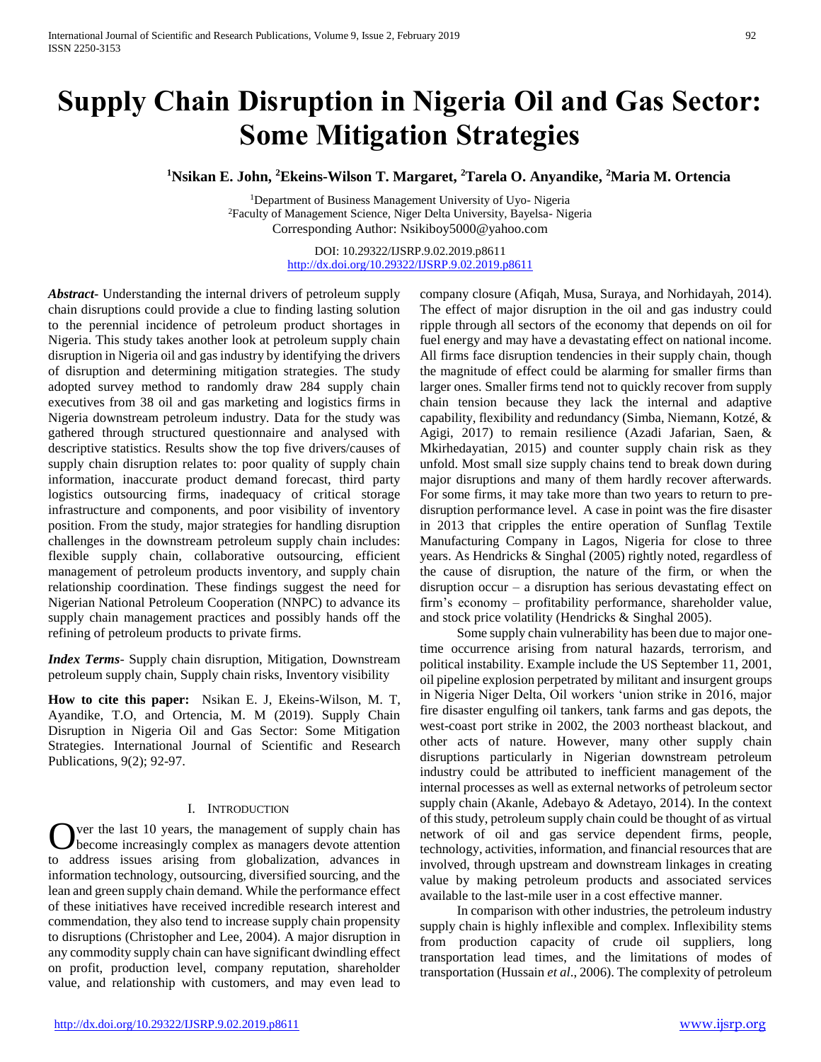# Supply Chain Disruption in Nigeria Oil and Gas Sector: Some Mitigation Strategies

**[1]Nsikan E. John, [2]Ekeins-Wilson T. Margaret, [2]Tarela O. Anyandike, [2]Maria M. Ortencia**

[1]Department of Business Management University of Uyo- Nigeria
[2]Faculty of Management Science, Niger Delta University, Bayelsa- Nigeria
Corresponding Author: Nsikiboy5000@yahoo.com

DOI: 10.29322/IJSRP.9.02.2019.p8611
http://dx.doi.org/10.29322/IJSRP.9.02.2019.p8611

***Abstract***- Understanding the internal drivers of petroleum supply chain disruptions could provide a clue to finding lasting solution to the perennial incidence of petroleum product shortages in Nigeria. This study takes another look at petroleum supply chain disruption in Nigeria oil and gas industry by identifying the drivers of disruption and determining mitigation strategies. The study adopted survey method to randomly draw 284 supply chain executives from 38 oil and gas marketing and logistics firms in Nigeria downstream petroleum industry. Data for the study was gathered through structured questionnaire and analysed with descriptive statistics. Results show the top five drivers/causes of supply chain disruption relates to: poor quality of supply chain information, inaccurate product demand forecast, third party logistics outsourcing firms, inadequacy of critical storage infrastructure and components, and poor visibility of inventory position. From the study, major strategies for handling disruption challenges in the downstream petroleum supply chain includes: flexible supply chain, collaborative outsourcing, efficient management of petroleum products inventory, and supply chain relationship coordination. These findings suggest the need for Nigerian National Petroleum Cooperation (NNPC) to advance its supply chain management practices and possibly hands off the refining of petroleum products to private firms.

***Index Terms***- Supply chain disruption, Mitigation, Downstream petroleum supply chain, Supply chain risks, Inventory visibility

**How to cite this paper:** Nsikan E. J, Ekeins-Wilson, M. T, Ayandike, T.O, and Ortencia, M. M (2019). Supply Chain Disruption in Nigeria Oil and Gas Sector: Some Mitigation Strategies. International Journal of Scientific and Research Publications, 9(2); 92-97.

## I. Introduction

Over the last 10 years, the management of supply chain has become increasingly complex as managers devote attention to address issues arising from globalization, advances in information technology, outsourcing, diversified sourcing, and the lean and green supply chain demand. While the performance effect of these initiatives have received incredible research interest and commendation, they also tend to increase supply chain propensity to disruptions (Christopher and Lee, 2004). A major disruption in any commodity supply chain can have significant dwindling effect on profit, production level, company reputation, shareholder value, and relationship with customers, and may even lead to company closure (Afiqah, Musa, Suraya, and Norhidayah, 2014). The effect of major disruption in the oil and gas industry could ripple through all sectors of the economy that depends on oil for fuel energy and may have a devastating effect on national income. All firms face disruption tendencies in their supply chain, though the magnitude of effect could be alarming for smaller firms than larger ones. Smaller firms tend not to quickly recover from supply chain tension because they lack the internal and adaptive capability, flexibility and redundancy (Simba, Niemann, Kotzé, & Agigi, 2017) to remain resilience (Azadi Jafarian, Saen, & Mkirhedayatian, 2015) and counter supply chain risk as they unfold. Most small size supply chains tend to break down during major disruptions and many of them hardly recover afterwards. For some firms, it may take more than two years to return to pre-disruption performance level. A case in point was the fire disaster in 2013 that cripples the entire operation of Sunflag Textile Manufacturing Company in Lagos, Nigeria for close to three years. As Hendricks & Singhal (2005) rightly noted, regardless of the cause of disruption, the nature of the firm, or when the disruption occur – a disruption has serious devastating effect on firm's economy – profitability performance, shareholder value, and stock price volatility (Hendricks & Singhal 2005).

Some supply chain vulnerability has been due to major one-time occurrence arising from natural hazards, terrorism, and political instability. Example include the US September 11, 2001, oil pipeline explosion perpetrated by militant and insurgent groups in Nigeria Niger Delta, Oil workers 'union strike in 2016, major fire disaster engulfing oil tankers, tank farms and gas depots, the west-coast port strike in 2002, the 2003 northeast blackout, and other acts of nature. However, many other supply chain disruptions particularly in Nigerian downstream petroleum industry could be attributed to inefficient management of the internal processes as well as external networks of petroleum sector supply chain (Akanle, Adebayo & Adetayo, 2014). In the context of this study, petroleum supply chain could be thought of as virtual network of oil and gas service dependent firms, people, technology, activities, information, and financial resources that are involved, through upstream and downstream linkages in creating value by making petroleum products and associated services available to the last-mile user in a cost effective manner.

In comparison with other industries, the petroleum industry supply chain is highly inflexible and complex. Inflexibility stems from production capacity of crude oil suppliers, long transportation lead times, and the limitations of modes of transportation (Hussain *et al*., 2006). The complexity of petroleum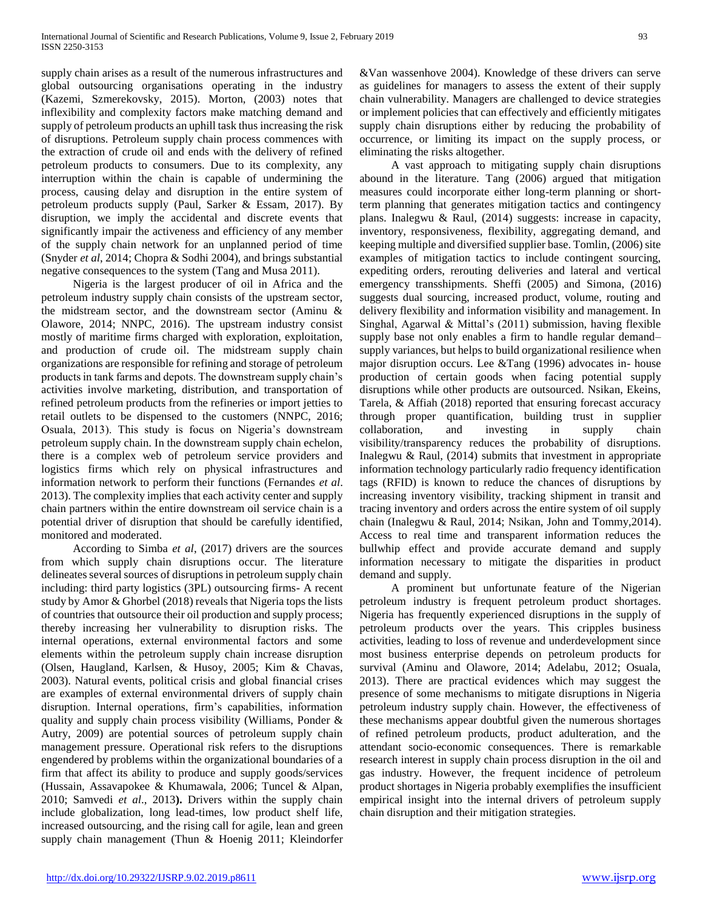supply chain arises as a result of the numerous infrastructures and global outsourcing organisations operating in the industry (Kazemi, Szmerekovsky, 2015). Morton, (2003) notes that inflexibility and complexity factors make matching demand and supply of petroleum products an uphill task thus increasing the risk of disruptions. Petroleum supply chain process commences with the extraction of crude oil and ends with the delivery of refined petroleum products to consumers. Due to its complexity, any interruption within the chain is capable of undermining the process, causing delay and disruption in the entire system of petroleum products supply (Paul, Sarker & Essam, 2017). By disruption, we imply the accidental and discrete events that significantly impair the activeness and efficiency of any member of the supply chain network for an unplanned period of time (Snyder *et al*, 2014; Chopra & Sodhi 2004), and brings substantial negative consequences to the system (Tang and Musa 2011).

Nigeria is the largest producer of oil in Africa and the petroleum industry supply chain consists of the upstream sector, the midstream sector, and the downstream sector (Aminu & Olawore, 2014; NNPC, 2016). The upstream industry consist mostly of maritime firms charged with exploration, exploitation, and production of crude oil. The midstream supply chain organizations are responsible for refining and storage of petroleum products in tank farms and depots. The downstream supply chain's activities involve marketing, distribution, and transportation of refined petroleum products from the refineries or import jetties to retail outlets to be dispensed to the customers (NNPC, 2016; Osuala, 2013). This study is focus on Nigeria's downstream petroleum supply chain. In the downstream supply chain echelon, there is a complex web of petroleum service providers and logistics firms which rely on physical infrastructures and information network to perform their functions (Fernandes *et al*. 2013). The complexity implies that each activity center and supply chain partners within the entire downstream oil service chain is a potential driver of disruption that should be carefully identified, monitored and moderated.

According to Simba *et al*, (2017) drivers are the sources from which supply chain disruptions occur. The literature delineates several sources of disruptions in petroleum supply chain including: third party logistics (3PL) outsourcing firms- A recent study by Amor & Ghorbel (2018) reveals that Nigeria tops the lists of countries that outsource their oil production and supply process; thereby increasing her vulnerability to disruption risks. The internal operations, external environmental factors and some elements within the petroleum supply chain increase disruption (Olsen, Haugland, Karlsen, & Husoy, 2005; Kim & Chavas, 2003). Natural events, political crisis and global financial crises are examples of external environmental drivers of supply chain disruption. Internal operations, firm's capabilities, information quality and supply chain process visibility (Williams, Ponder & Autry, 2009) are potential sources of petroleum supply chain management pressure. Operational risk refers to the disruptions engendered by problems within the organizational boundaries of a firm that affect its ability to produce and supply goods/services (Hussain, Assavapokee & Khumawala, 2006; Tuncel & Alpan, 2010; Samvedi *et al*., 2013**).** Drivers within the supply chain include globalization, long lead-times, low product shelf life, increased outsourcing, and the rising call for agile, lean and green supply chain management (Thun & Hoenig 2011; Kleindorfer &Van wassenhove 2004). Knowledge of these drivers can serve as guidelines for managers to assess the extent of their supply chain vulnerability. Managers are challenged to device strategies or implement policies that can effectively and efficiently mitigates supply chain disruptions either by reducing the probability of occurrence, or limiting its impact on the supply process, or eliminating the risks altogether.

A vast approach to mitigating supply chain disruptions abound in the literature. Tang (2006) argued that mitigation measures could incorporate either long-term planning or short-term planning that generates mitigation tactics and contingency plans. Inalegwu & Raul, (2014) suggests: increase in capacity, inventory, responsiveness, flexibility, aggregating demand, and keeping multiple and diversified supplier base. Tomlin, (2006) site examples of mitigation tactics to include contingent sourcing, expediting orders, rerouting deliveries and lateral and vertical emergency transshipments. Sheffi (2005) and Simona, (2016) suggests dual sourcing, increased product, volume, routing and delivery flexibility and information visibility and management. In Singhal, Agarwal & Mittal's (2011) submission, having flexible supply base not only enables a firm to handle regular demand–supply variances, but helps to build organizational resilience when major disruption occurs. Lee &Tang (1996) advocates in- house production of certain goods when facing potential supply disruptions while other products are outsourced. Nsikan, Ekeins, Tarela, & Affiah (2018) reported that ensuring forecast accuracy through proper quantification, building trust in supplier collaboration, and investing in supply chain visibility/transparency reduces the probability of disruptions. Inalegwu & Raul, (2014) submits that investment in appropriate information technology particularly radio frequency identification tags (RFID) is known to reduce the chances of disruptions by increasing inventory visibility, tracking shipment in transit and tracing inventory and orders across the entire system of oil supply chain (Inalegwu & Raul, 2014; Nsikan, John and Tommy,2014). Access to real time and transparent information reduces the bullwhip effect and provide accurate demand and supply information necessary to mitigate the disparities in product demand and supply.

A prominent but unfortunate feature of the Nigerian petroleum industry is frequent petroleum product shortages. Nigeria has frequently experienced disruptions in the supply of petroleum products over the years. This cripples business activities, leading to loss of revenue and underdevelopment since most business enterprise depends on petroleum products for survival (Aminu and Olawore, 2014; Adelabu, 2012; Osuala, 2013). There are practical evidences which may suggest the presence of some mechanisms to mitigate disruptions in Nigeria petroleum industry supply chain. However, the effectiveness of these mechanisms appear doubtful given the numerous shortages of refined petroleum products, product adulteration, and the attendant socio-economic consequences. There is remarkable research interest in supply chain process disruption in the oil and gas industry. However, the frequent incidence of petroleum product shortages in Nigeria probably exemplifies the insufficient empirical insight into the internal drivers of petroleum supply chain disruption and their mitigation strategies.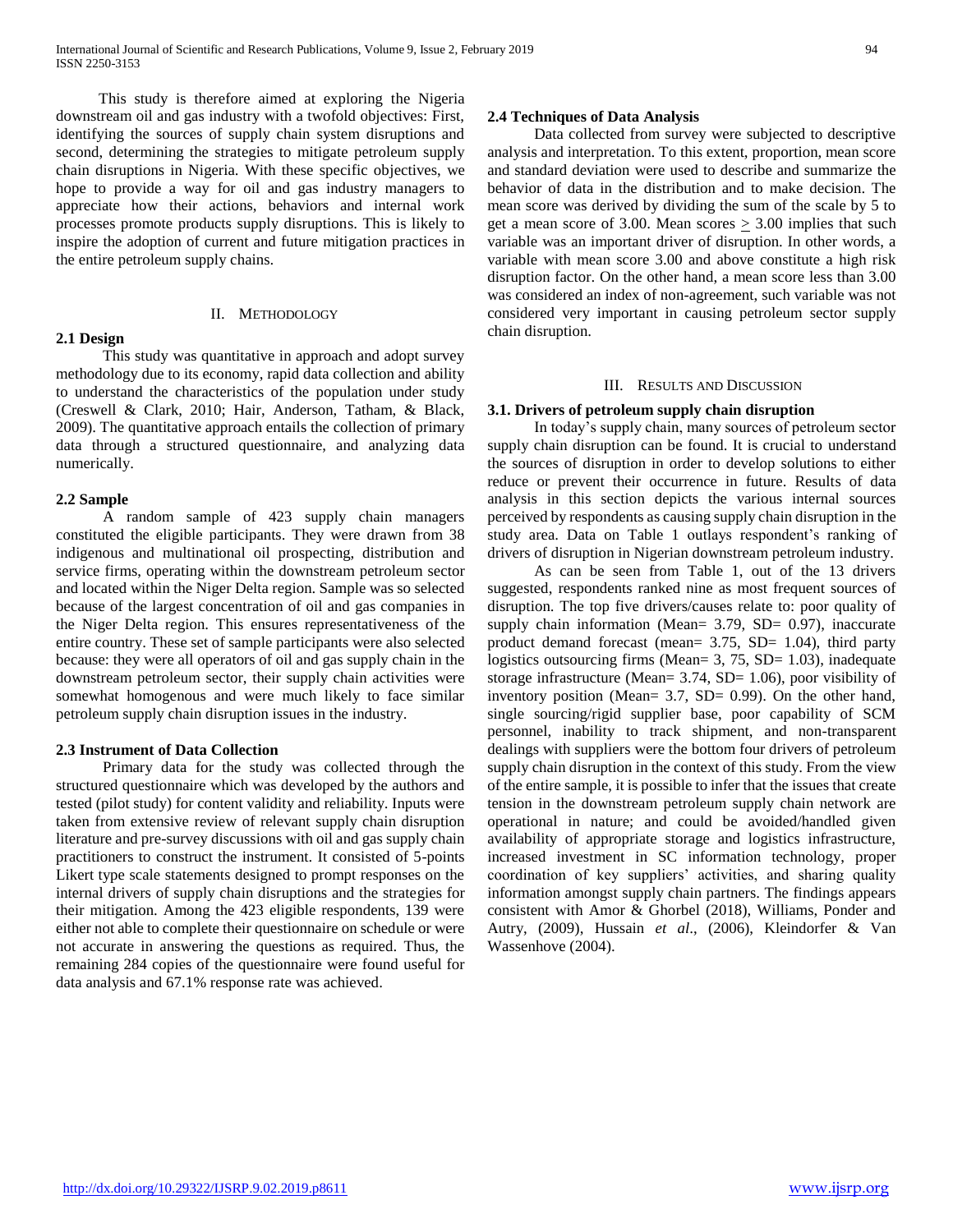This study is therefore aimed at exploring the Nigeria downstream oil and gas industry with a twofold objectives: First, identifying the sources of supply chain system disruptions and second, determining the strategies to mitigate petroleum supply chain disruptions in Nigeria. With these specific objectives, we hope to provide a way for oil and gas industry managers to appreciate how their actions, behaviors and internal work processes promote products supply disruptions. This is likely to inspire the adoption of current and future mitigation practices in the entire petroleum supply chains.

## II. Methodology

### 2.1 Design

This study was quantitative in approach and adopt survey methodology due to its economy, rapid data collection and ability to understand the characteristics of the population under study (Creswell & Clark, 2010; Hair, Anderson, Tatham, & Black, 2009). The quantitative approach entails the collection of primary data through a structured questionnaire, and analyzing data numerically.

### 2.2 Sample

A random sample of 423 supply chain managers constituted the eligible participants. They were drawn from 38 indigenous and multinational oil prospecting, distribution and service firms, operating within the downstream petroleum sector and located within the Niger Delta region. Sample was so selected because of the largest concentration of oil and gas companies in the Niger Delta region. This ensures representativeness of the entire country. These set of sample participants were also selected because: they were all operators of oil and gas supply chain in the downstream petroleum sector, their supply chain activities were somewhat homogenous and were much likely to face similar petroleum supply chain disruption issues in the industry.

### 2.3 Instrument of Data Collection

Primary data for the study was collected through the structured questionnaire which was developed by the authors and tested (pilot study) for content validity and reliability. Inputs were taken from extensive review of relevant supply chain disruption literature and pre-survey discussions with oil and gas supply chain practitioners to construct the instrument. It consisted of 5-points Likert type scale statements designed to prompt responses on the internal drivers of supply chain disruptions and the strategies for their mitigation. Among the 423 eligible respondents, 139 were either not able to complete their questionnaire on schedule or were not accurate in answering the questions as required. Thus, the remaining 284 copies of the questionnaire were found useful for data analysis and 67.1% response rate was achieved.

### 2.4 Techniques of Data Analysis

Data collected from survey were subjected to descriptive analysis and interpretation. To this extent, proportion, mean score and standard deviation were used to describe and summarize the behavior of data in the distribution and to make decision. The mean score was derived by dividing the sum of the scale by 5 to get a mean score of 3.00. Mean scores $\geq$ 3.00 implies that such variable was an important driver of disruption. In other words, a variable with mean score 3.00 and above constitute a high risk disruption factor. On the other hand, a mean score less than 3.00 was considered an index of non-agreement, such variable was not considered very important in causing petroleum sector supply chain disruption.

## III. Results and Discussion

### 3.1. Drivers of petroleum supply chain disruption

In today's supply chain, many sources of petroleum sector supply chain disruption can be found. It is crucial to understand the sources of disruption in order to develop solutions to either reduce or prevent their occurrence in future. Results of data analysis in this section depicts the various internal sources perceived by respondents as causing supply chain disruption in the study area. Data on Table 1 outlays respondent's ranking of drivers of disruption in Nigerian downstream petroleum industry.

As can be seen from Table 1, out of the 13 drivers suggested, respondents ranked nine as most frequent sources of disruption. The top five drivers/causes relate to: poor quality of supply chain information (Mean= 3.79, SD= 0.97), inaccurate product demand forecast (mean= 3.75, SD= 1.04), third party logistics outsourcing firms (Mean= 3, 75, SD= 1.03), inadequate storage infrastructure (Mean= 3.74, SD= 1.06), poor visibility of inventory position (Mean= 3.7, SD= 0.99). On the other hand, single sourcing/rigid supplier base, poor capability of SCM personnel, inability to track shipment, and non-transparent dealings with suppliers were the bottom four drivers of petroleum supply chain disruption in the context of this study. From the view of the entire sample, it is possible to infer that the issues that create tension in the downstream petroleum supply chain network are operational in nature; and could be avoided/handled given availability of appropriate storage and logistics infrastructure, increased investment in SC information technology, proper coordination of key suppliers' activities, and sharing quality information amongst supply chain partners. The findings appears consistent with Amor & Ghorbel (2018), Williams, Ponder and Autry, (2009), Hussain *et al*., (2006), Kleindorfer & Van Wassenhove (2004).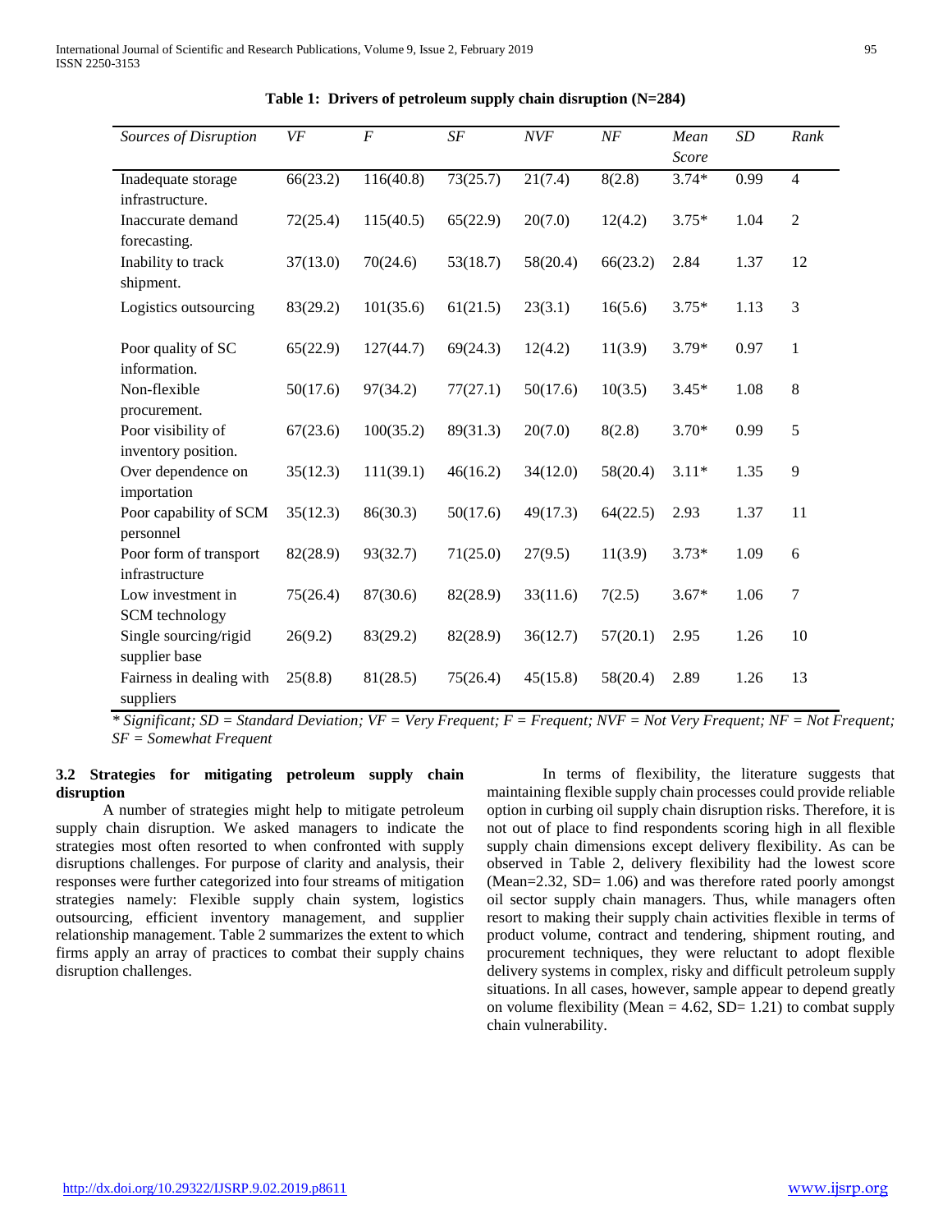**Table 1: Drivers of petroleum supply chain disruption (N=284)**

| *Sources of Disruption* | *VF* | *F* | *SF* | *NVF* | *NF* | *Mean Score* | *SD* | *Rank* |
|---|---|---|---|---|---|---|---|---|
| Inadequate storage infrastructure. | 66(23.2) | 116(40.8) | 73(25.7) | 21(7.4) | 8(2.8) | 3.74* | 0.99 | 4 |
| Inaccurate demand forecasting. | 72(25.4) | 115(40.5) | 65(22.9) | 20(7.0) | 12(4.2) | 3.75* | 1.04 | 2 |
| Inability to track shipment. | 37(13.0) | 70(24.6) | 53(18.7) | 58(20.4) | 66(23.2) | 2.84 | 1.37 | 12 |
| Logistics outsourcing | 83(29.2) | 101(35.6) | 61(21.5) | 23(3.1) | 16(5.6) | 3.75* | 1.13 | 3 |
| Poor quality of SC information. | 65(22.9) | 127(44.7) | 69(24.3) | 12(4.2) | 11(3.9) | 3.79* | 0.97 | 1 |
| Non-flexible procurement. | 50(17.6) | 97(34.2) | 77(27.1) | 50(17.6) | 10(3.5) | 3.45* | 1.08 | 8 |
| Poor visibility of inventory position. | 67(23.6) | 100(35.2) | 89(31.3) | 20(7.0) | 8(2.8) | 3.70* | 0.99 | 5 |
| Over dependence on importation | 35(12.3) | 111(39.1) | 46(16.2) | 34(12.0) | 58(20.4) | 3.11* | 1.35 | 9 |
| Poor capability of SCM personnel | 35(12.3) | 86(30.3) | 50(17.6) | 49(17.3) | 64(22.5) | 2.93 | 1.37 | 11 |
| Poor form of transport infrastructure | 82(28.9) | 93(32.7) | 71(25.0) | 27(9.5) | 11(3.9) | 3.73* | 1.09 | 6 |
| Low investment in SCM technology | 75(26.4) | 87(30.6) | 82(28.9) | 33(11.6) | 7(2.5) | 3.67* | 1.06 | 7 |
| Single sourcing/rigid supplier base | 26(9.2) | 83(29.2) | 82(28.9) | 36(12.7) | 57(20.1) | 2.95 | 1.26 | 10 |
| Fairness in dealing with suppliers | 25(8.8) | 81(28.5) | 75(26.4) | 45(15.8) | 58(20.4) | 2.89 | 1.26 | 13 |

*\* Significant; SD = Standard Deviation; VF = Very Frequent; F = Frequent; NVF = Not Very Frequent; NF = Not Frequent; SF = Somewhat Frequent*

### 3.2 Strategies for mitigating petroleum supply chain disruption

A number of strategies might help to mitigate petroleum supply chain disruption. We asked managers to indicate the strategies most often resorted to when confronted with supply disruptions challenges. For purpose of clarity and analysis, their responses were further categorized into four streams of mitigation strategies namely: Flexible supply chain system, logistics outsourcing, efficient inventory management, and supplier relationship management. Table 2 summarizes the extent to which firms apply an array of practices to combat their supply chains disruption challenges.

In terms of flexibility, the literature suggests that maintaining flexible supply chain processes could provide reliable option in curbing oil supply chain disruption risks. Therefore, it is not out of place to find respondents scoring high in all flexible supply chain dimensions except delivery flexibility. As can be observed in Table 2, delivery flexibility had the lowest score (Mean=2.32, SD= 1.06) and was therefore rated poorly amongst oil sector supply chain managers. Thus, while managers often resort to making their supply chain activities flexible in terms of product volume, contract and tendering, shipment routing, and procurement techniques, they were reluctant to adopt flexible delivery systems in complex, risky and difficult petroleum supply situations. In all cases, however, sample appear to depend greatly on volume flexibility (Mean = 4.62, SD= 1.21) to combat supply chain vulnerability.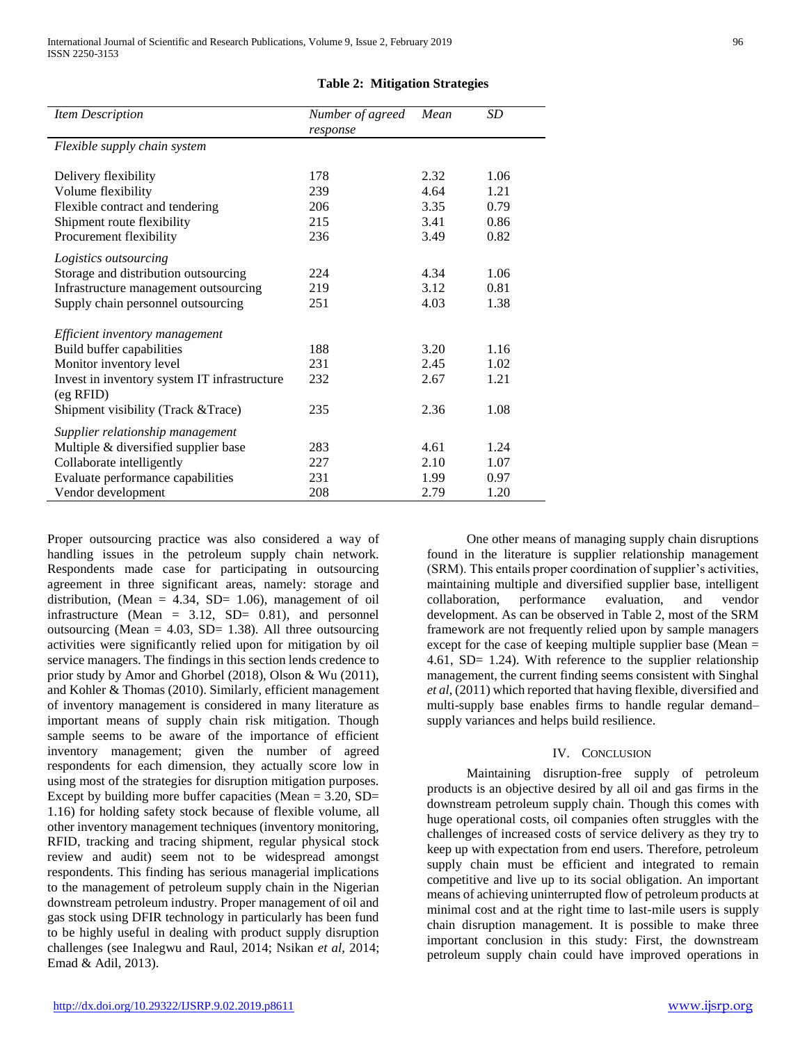**Table 2: Mitigation Strategies**

| *Item Description* | *Number of agreed response* | *Mean* | *SD* |
|---|---|---|---|
| *Flexible supply chain system* | | | |
| Delivery flexibility | 178 | 2.32 | 1.06 |
| Volume flexibility | 239 | 4.64 | 1.21 |
| Flexible contract and tendering | 206 | 3.35 | 0.79 |
| Shipment route flexibility | 215 | 3.41 | 0.86 |
| Procurement flexibility | 236 | 3.49 | 0.82 |
| *Logistics outsourcing* | | | |
| Storage and distribution outsourcing | 224 | 4.34 | 1.06 |
| Infrastructure management outsourcing | 219 | 3.12 | 0.81 |
| Supply chain personnel outsourcing | 251 | 4.03 | 1.38 |
| *Efficient inventory management* | | | |
| Build buffer capabilities | 188 | 3.20 | 1.16 |
| Monitor inventory level | 231 | 2.45 | 1.02 |
| Invest in inventory system IT infrastructure (eg RFID) | 232 | 2.67 | 1.21 |
| Shipment visibility (Track &Trace) | 235 | 2.36 | 1.08 |
| *Supplier relationship management* | | | |
| Multiple & diversified supplier base | 283 | 4.61 | 1.24 |
| Collaborate intelligently | 227 | 2.10 | 1.07 |
| Evaluate performance capabilities | 231 | 1.99 | 0.97 |
| Vendor development | 208 | 2.79 | 1.20 |

Proper outsourcing practice was also considered a way of handling issues in the petroleum supply chain network. Respondents made case for participating in outsourcing agreement in three significant areas, namely: storage and distribution, (Mean = 4.34, SD= 1.06), management of oil infrastructure (Mean = 3.12, SD= 0.81), and personnel outsourcing (Mean = 4.03, SD= 1.38). All three outsourcing activities were significantly relied upon for mitigation by oil service managers. The findings in this section lends credence to prior study by Amor and Ghorbel (2018), Olson & Wu (2011), and Kohler & Thomas (2010). Similarly, efficient management of inventory management is considered in many literature as important means of supply chain risk mitigation. Though sample seems to be aware of the importance of efficient inventory management; given the number of agreed respondents for each dimension, they actually score low in using most of the strategies for disruption mitigation purposes. Except by building more buffer capacities (Mean = 3.20, SD= 1.16) for holding safety stock because of flexible volume, all other inventory management techniques (inventory monitoring, RFID, tracking and tracing shipment, regular physical stock review and audit) seem not to be widespread amongst respondents. This finding has serious managerial implications to the management of petroleum supply chain in the Nigerian downstream petroleum industry. Proper management of oil and gas stock using DFIR technology in particularly has been fund to be highly useful in dealing with product supply disruption challenges (see Inalegwu and Raul, 2014; Nsikan *et al*, 2014; Emad & Adil, 2013).

One other means of managing supply chain disruptions found in the literature is supplier relationship management (SRM). This entails proper coordination of supplier's activities, maintaining multiple and diversified supplier base, intelligent collaboration, performance evaluation, and vendor development. As can be observed in Table 2, most of the SRM framework are not frequently relied upon by sample managers except for the case of keeping multiple supplier base (Mean = 4.61, SD= 1.24). With reference to the supplier relationship management, the current finding seems consistent with Singhal *et al*, (2011) which reported that having flexible, diversified and multi-supply base enables firms to handle regular demand–supply variances and helps build resilience.

## IV. Conclusion

Maintaining disruption-free supply of petroleum products is an objective desired by all oil and gas firms in the downstream petroleum supply chain. Though this comes with huge operational costs, oil companies often struggles with the challenges of increased costs of service delivery as they try to keep up with expectation from end users. Therefore, petroleum supply chain must be efficient and integrated to remain competitive and live up to its social obligation. An important means of achieving uninterrupted flow of petroleum products at minimal cost and at the right time to last-mile users is supply chain disruption management. It is possible to make three important conclusion in this study: First, the downstream petroleum supply chain could have improved operations in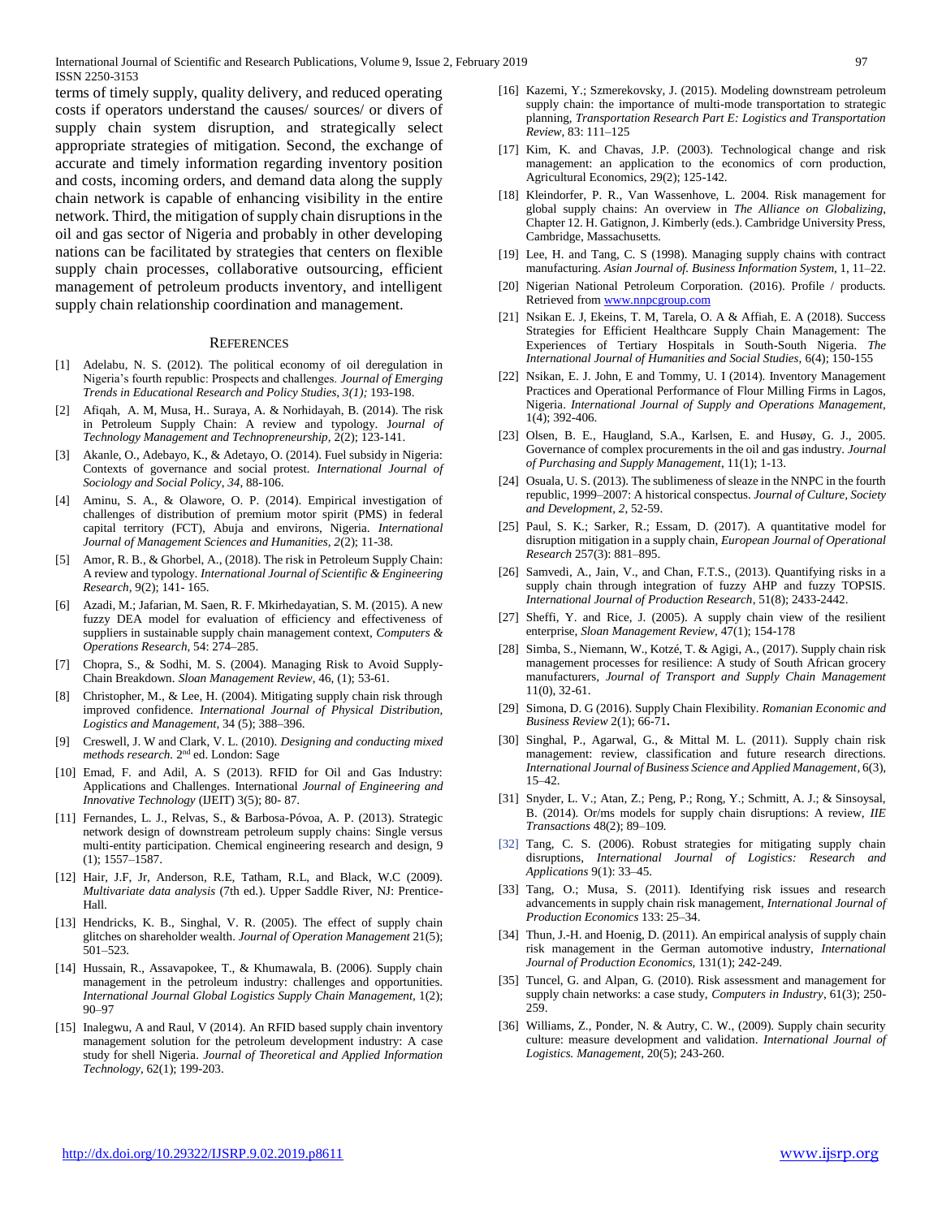terms of timely supply, quality delivery, and reduced operating costs if operators understand the causes/ sources/ or divers of supply chain system disruption, and strategically select appropriate strategies of mitigation. Second, the exchange of accurate and timely information regarding inventory position and costs, incoming orders, and demand data along the supply chain network is capable of enhancing visibility in the entire network. Third, the mitigation of supply chain disruptions in the oil and gas sector of Nigeria and probably in other developing nations can be facilitated by strategies that centers on flexible supply chain processes, collaborative outsourcing, efficient management of petroleum products inventory, and intelligent supply chain relationship coordination and management.

## References

[1] Adelabu, N. S. (2012). The political economy of oil deregulation in Nigeria's fourth republic: Prospects and challenges. *Journal of Emerging Trends in Educational Research and Policy Studies, 3(1);* 193-198.

[2] Afiqah, A. M, Musa, H.. Suraya, A. & Norhidayah, B. (2014). The risk in Petroleum Supply Chain: A review and typology. J*ournal of Technology Management and Technopreneurship*, 2(2); 123-141.

[3] Akanle, O., Adebayo, K., & Adetayo, O. (2014). Fuel subsidy in Nigeria: Contexts of governance and social protest. *International Journal of Sociology and Social Policy*, *34*, 88-106.

[4] Aminu, S. A., & Olawore, O. P. (2014). Empirical investigation of challenges of distribution of premium motor spirit (PMS) in federal capital territory (FCT), Abuja and environs, Nigeria. *International Journal of Management Sciences and Humanities*, *2*(2); 11-38.

[5] Amor, R. B., & Ghorbel, A., (2018). The risk in Petroleum Supply Chain: A review and typology. *International Journal of Scientific & Engineering Research*, 9(2); 141- 165.

[6] Azadi, M.; Jafarian, M. Saen, R. F. Mkirhedayatian, S. M. (2015). A new fuzzy DEA model for evaluation of efficiency and effectiveness of suppliers in sustainable supply chain management context, *Computers & Operations Research*, 54: 274–285.

[7] Chopra, S., & Sodhi, M. S. (2004). Managing Risk to Avoid Supply-Chain Breakdown. *Sloan Management Review*, 46, (1); 53-61.

[8] Christopher, M., & Lee, H. (2004). Mitigating supply chain risk through improved confidence. *International Journal of Physical Distribution, Logistics and Management*, 34 (5); 388–396.

[9] Creswell, J. W and Clark, V. L. (2010). *Designing and conducting mixed methods research*. 2nd ed. London: Sage

[10] Emad, F. and Adil, A. S (2013). RFID for Oil and Gas Industry: Applications and Challenges. International *Journal of Engineering and Innovative Technology* (IJEIT) 3(5); 80- 87.

[11] Fernandes, L. J., Relvas, S., & Barbosa-Póvoa, A. P. (2013). Strategic network design of downstream petroleum supply chains: Single versus multi-entity participation. Chemical engineering research and design, 9 (1); 1557–1587.

[12] Hair, J.F, Jr, Anderson, R.E, Tatham, R.L, and Black, W.C (2009). *Multivariate data analysis* (7th ed.). Upper Saddle River, NJ: Prentice-Hall.

[13] Hendricks, K. B., Singhal, V. R. (2005). The effect of supply chain glitches on shareholder wealth. *Journal of Operation Management* 21(5); 501–523.

[14] Hussain, R., Assavapokee, T., & Khumawala, B. (2006). Supply chain management in the petroleum industry: challenges and opportunities. *International Journal Global Logistics Supply Chain Management*, 1(2); 90–97

[15] Inalegwu, A and Raul, V (2014). An RFID based supply chain inventory management solution for the petroleum development industry: A case study for shell Nigeria. *Journal of Theoretical and Applied Information Technology*, 62(1); 199-203.

[16] Kazemi, Y.; Szmerekovsky, J. (2015). Modeling downstream petroleum supply chain: the importance of multi-mode transportation to strategic planning, *Transportation Research Part E: Logistics and Transportation Review*, 83: 111–125

[17] Kim, K. and Chavas, J.P. (2003). Technological change and risk management: an application to the economics of corn production, Agricultural Economics, 29(2); 125-142.

[18] Kleindorfer, P. R., Van Wassenhove, L. 2004. Risk management for global supply chains: An overview in *The Alliance on Globalizing*, Chapter 12. H. Gatignon, J. Kimberly (eds.). Cambridge University Press, Cambridge, Massachusetts.

[19] Lee, H. and Tang, C. S (1998). Managing supply chains with contract manufacturing. *Asian Journal of. Business Information System*, 1, 11–22.

[20] Nigerian National Petroleum Corporation. (2016). Profile / products. Retrieved from www.nnpcgroup.com

[21] Nsikan E. J, Ekeins, T. M, Tarela, O. A & Affiah, E. A (2018). Success Strategies for Efficient Healthcare Supply Chain Management: The Experiences of Tertiary Hospitals in South-South Nigeria. *The International Journal of Humanities and Social Studies*, 6(4); 150-155

[22] Nsikan, E. J. John, E and Tommy, U. I (2014). Inventory Management Practices and Operational Performance of Flour Milling Firms in Lagos, Nigeria. *International Journal of Supply and Operations Management*, 1(4); 392-406.

[23] Olsen, B. E., Haugland, S.A., Karlsen, E. and Husøy, G. J., 2005. Governance of complex procurements in the oil and gas industry. *Journal of Purchasing and Supply Management*, 11(1); 1-13.

[24] Osuala, U. S. (2013). The sublimeness of sleaze in the NNPC in the fourth republic, 1999–2007: A historical conspectus. *Journal of Culture, Society and Development, 2*, 52-59.

[25] Paul, S. K.; Sarker, R.; Essam, D. (2017). A quantitative model for disruption mitigation in a supply chain, *European Journal of Operational Research* 257(3): 881–895.

[26] Samvedi, A., Jain, V., and Chan, F.T.S., (2013). Quantifying risks in a supply chain through integration of fuzzy AHP and fuzzy TOPSIS. *International Journal of Production Research*, 51(8); 2433-2442.

[27] Sheffi, Y. and Rice, J. (2005). A supply chain view of the resilient enterprise, *Sloan Management Review*, 47(1); 154-178

[28] Simba, S., Niemann, W., Kotzé, T. & Agigi, A., (2017). Supply chain risk management processes for resilience: A study of South African grocery manufacturers, *Journal of Transport and Supply Chain Management* 11(0), 32-61.

[29] Simona, D. G (2016). Supply Chain Flexibility. *Romanian Economic and Business Review* 2(1); 66-71**.**

[30] Singhal, P., Agarwal, G., & Mittal M. L. (2011). Supply chain risk management: review, classification and future research directions. *International Journal of Business Science and Applied Management*, 6(3), 15–42.

[31] Snyder, L. V.; Atan, Z.; Peng, P.; Rong, Y.; Schmitt, A. J.; & Sinsoysal, B. (2014). Or/ms models for supply chain disruptions: A review, *IIE Transactions* 48(2); 89–109.

[32] Tang, C. S. (2006). Robust strategies for mitigating supply chain disruptions, *International Journal of Logistics: Research and Applications* 9(1): 33–45.

[33] Tang, O.; Musa, S. (2011). Identifying risk issues and research advancements in supply chain risk management, *International Journal of Production Economics* 133: 25–34.

[34] Thun, J.-H. and Hoenig, D. (2011). An empirical analysis of supply chain risk management in the German automotive industry, *International Journal of Production Economics*, 131(1); 242-249.

[35] Tuncel, G. and Alpan, G. (2010). Risk assessment and management for supply chain networks: a case study, *Computers in Industry*, 61(3); 250-259.

[36] Williams, Z., Ponder, N. & Autry, C. W., (2009). Supply chain security culture: measure development and validation. *International Journal of Logistics. Management*, 20(5); 243-260.